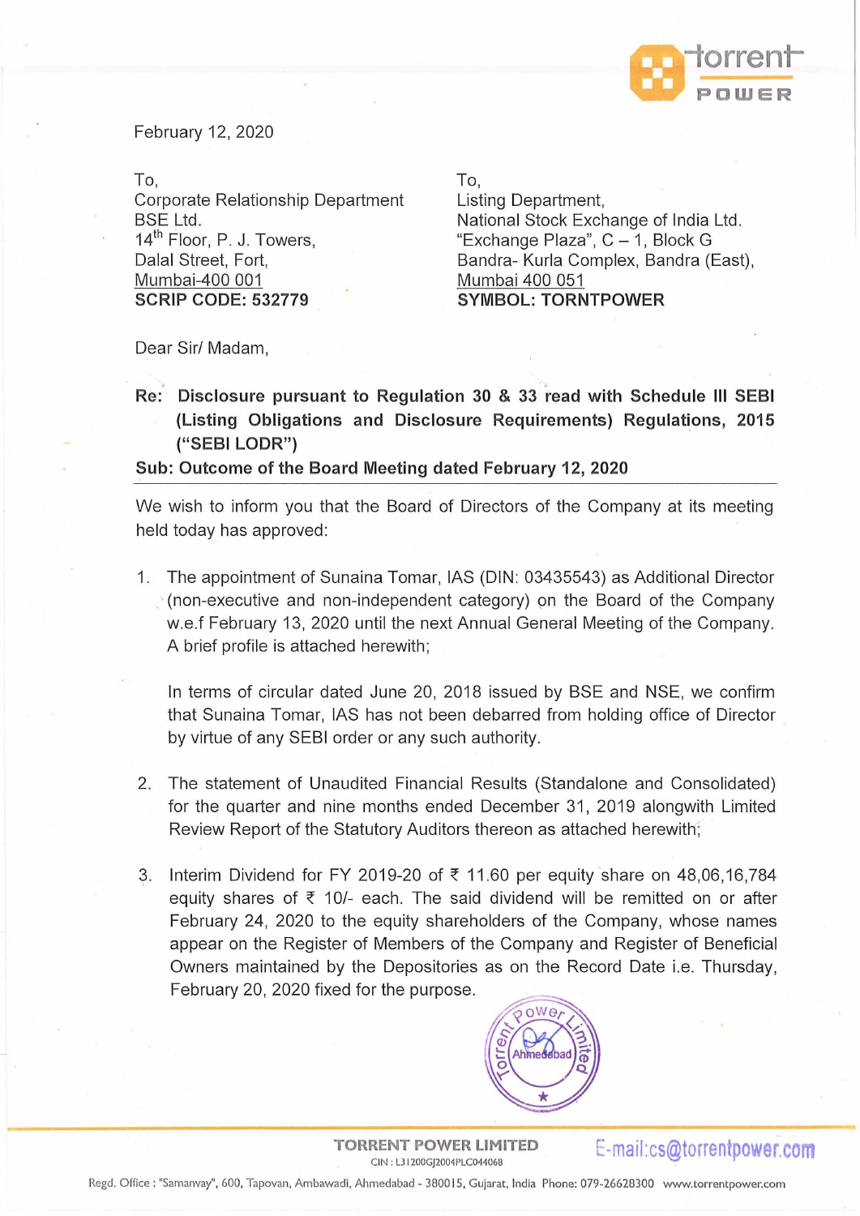February 12, 2020

To,
Corporate Relationship Department
BSE Ltd.
14th Floor, P. J. Towers,
Dalal Street, Fort,
Mumbai-400 001
**SCRIP CODE: 532779**

To,
Listing Department,
National Stock Exchange of India Ltd.
"Exchange Plaza", C – 1, Block G
Bandra- Kurla Complex, Bandra (East),
Mumbai 400 051
**SYMBOL: TORNTPOWER**

Dear Sir/ Madam,

**Re: Disclosure pursuant to Regulation 30 & 33 read with Schedule III SEBI (Listing Obligations and Disclosure Requirements) Regulations, 2015 ("SEBI LODR")**

**Sub: Outcome of the Board Meeting dated February 12, 2020**

We wish to inform you that the Board of Directors of the Company at its meeting held today has approved:

1. The appointment of Sunaina Tomar, IAS (DIN: 03435543) as Additional Director (non-executive and non-independent category) on the Board of the Company w.e.f February 13, 2020 until the next Annual General Meeting of the Company. A brief profile is attached herewith;

   In terms of circular dated June 20, 2018 issued by BSE and NSE, we confirm that Sunaina Tomar, IAS has not been debarred from holding office of Director by virtue of any SEBI order or any such authority.

2. The statement of Unaudited Financial Results (Standalone and Consolidated) for the quarter and nine months ended December 31, 2019 alongwith Limited Review Report of the Statutory Auditors thereon as attached herewith;

3. Interim Dividend for FY 2019-20 of ₹ 11.60 per equity share on 48,06,16,784 equity shares of ₹ 10/- each. The said dividend will be remitted on or after February 24, 2020 to the equity shareholders of the Company, whose names appear on the Register of Members of the Company and Register of Beneficial Owners maintained by the Depositories as on the Record Date i.e. Thursday, February 20, 2020 fixed for the purpose.

**TORRENT POWER LIMITED**
CIN : L31200GJ2004PLC044068
E-mail:cs@torrentpower.com

Regd. Office : "Samanvay", 600, Tapovan, Ambawadi, Ahmedabad - 380015, Gujarat, India Phone: 079-26628300 www.torrentpower.com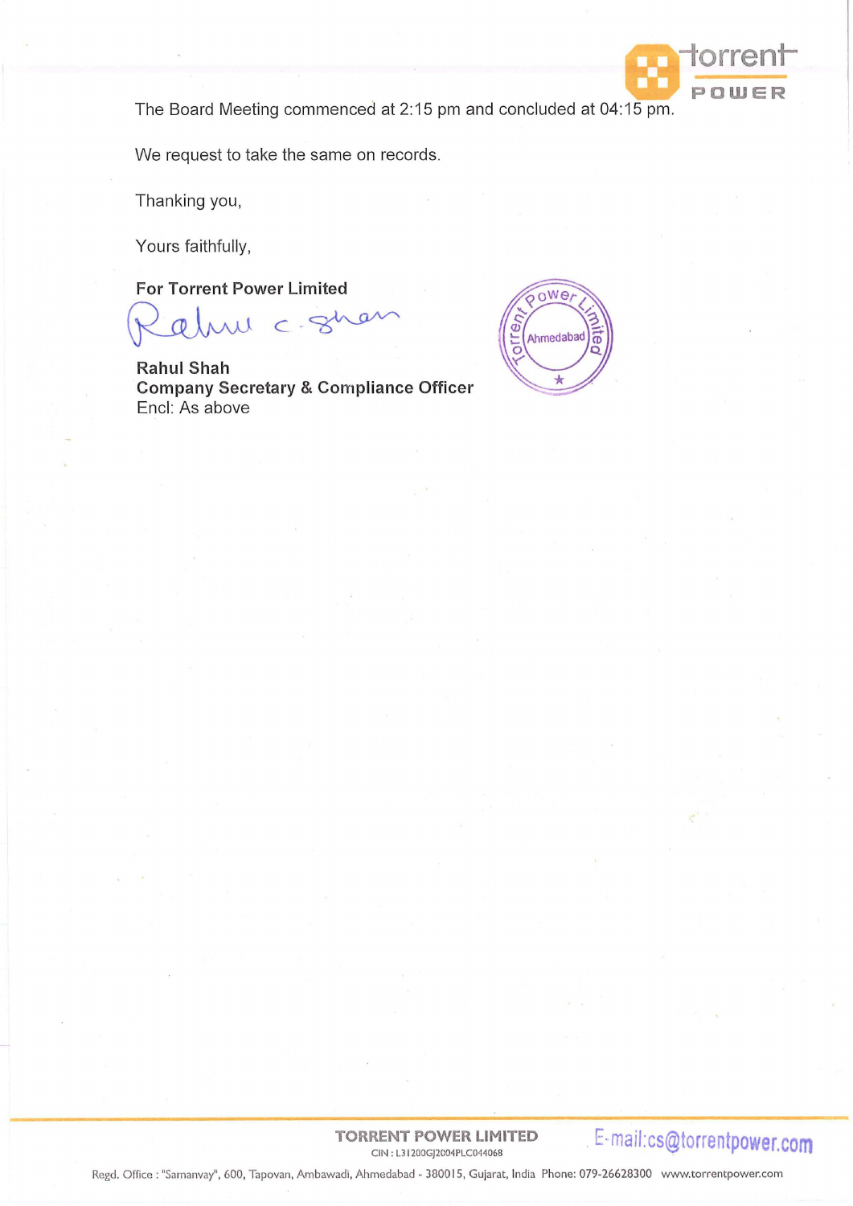The Board Meeting commenced at 2:15 pm and concluded at 04:15 pm.

We request to take the same on records.

Thanking you,

Yours faithfully,

**For Torrent Power Limited**

**Rahul Shah**
**Company Secretary & Compliance Officer**
Encl: As above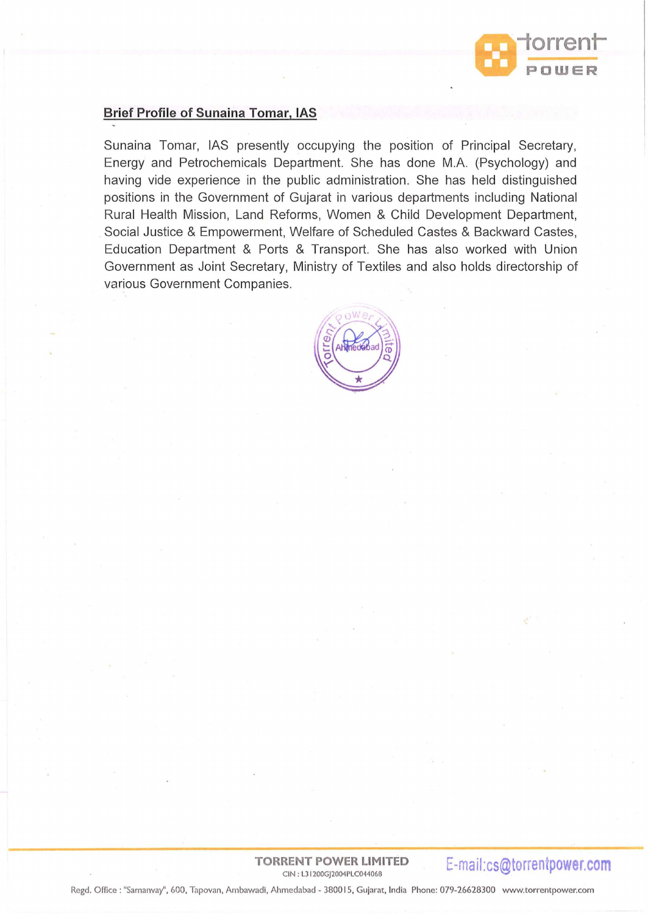**Brief Profile of Sunaina Tomar, IAS**

Sunaina Tomar, IAS presently occupying the position of Principal Secretary, Energy and Petrochemicals Department. She has done M.A. (Psychology) and having vide experience in the public administration. She has held distinguished positions in the Government of Gujarat in various departments including National Rural Health Mission, Land Reforms, Women & Child Development Department, Social Justice & Empowerment, Welfare of Scheduled Castes & Backward Castes, Education Department & Ports & Transport. She has also worked with Union Government as Joint Secretary, Ministry of Textiles and also holds directorship of various Government Companies.